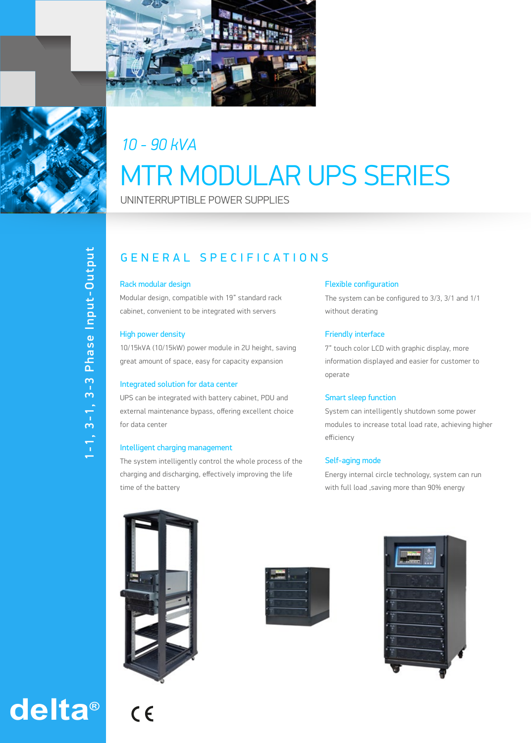*10 - 90 kVA*

# MTR MODULAR UPS SERIES

UNINTERRUPTIBLE POWER SUPPLIES

1-1, 3-1, 3-3 Phase Input-Output

## GENERAL SPECIFICATIONS

### Rack modular design

Modular design, compatible with 19" standard rack cabinet, convenient to be integrated with servers

### High power density

10/15kVA (10/15kW) power module in 2U height, saving great amount of space, easy for capacity expansion

### Integrated solution for data center

UPS can be integrated with battery cabinet, PDU and external maintenance bypass, offering excellent choice for data center

### Intelligent charging management

The system intelligently control the whole process of the charging and discharging, effectively improving the life time of the battery

### Flexible configuration

The system can be configured to 3/3, 3/1 and 1/1 without derating

### Friendly interface

7" touch color LCD with graphic display, more information displayed and easier for customer to operate

### Smart sleep function

System can intelligently shutdown some power modules to increase total load rate, achieving higher efficiency

### Self-aging mode

Energy internal circle technology, system can run with full load ,saving more than 90% energy

delta®

CE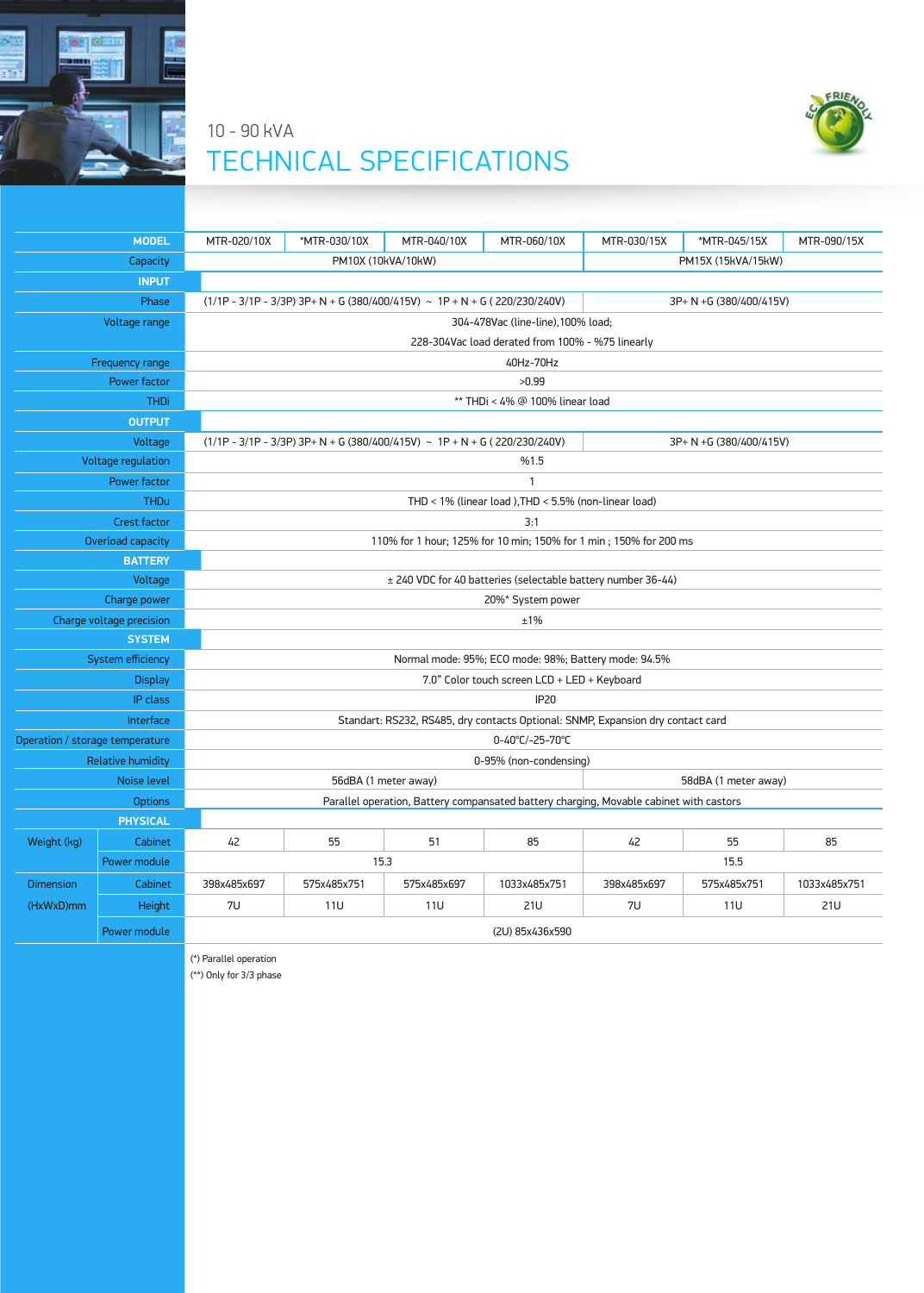10 - 90 kVA

# TECHNICAL SPECIFICATIONS

| MODEL | | MTR-020/10X | *MTR-030/10X | MTR-040/10X | MTR-060/10X | MTR-030/15X | *MTR-045/15X | MTR-090/15X |
|---|---|---|---|---|---|---|---|---|
| Capacity | | PM10X (10kVA/10kW) | | | | PM15X (15kVA/15kW) | | |
| **INPUT** | | | | | | | | |
| Phase | | (1/1P - 3/1P - 3/3P) 3P+ N + G (380/400/415V) ~ 1P + N + G ( 220/230/240V) | | | | 3P+ N +G (380/400/415V) | | |
| Voltage range | | 304-478Vac (line-line),100% load; 228-304Vac load derated from 100% - %75 linearly | | | | | | |
| Frequency range | | 40Hz-70Hz | | | | | | |
| Power factor | | >0.99 | | | | | | |
| THDi | | ** THDi < 4% @ 100% linear load | | | | | | |
| **OUTPUT** | | | | | | | | |
| Voltage | | (1/1P - 3/1P - 3/3P) 3P+ N + G (380/400/415V) ~ 1P + N + G ( 220/230/240V) | | | | 3P+ N +G (380/400/415V) | | |
| Voltage regulation | | %1.5 | | | | | | |
| Power factor | | 1 | | | | | | |
| THDu | | THD < 1% (linear load ),THD < 5.5% (non-linear load) | | | | | | |
| Crest factor | | 3:1 | | | | | | |
| Overload capacity | | 110% for 1 hour; 125% for 10 min; 150% for 1 min ; 150% for 200 ms | | | | | | |
| **BATTERY** | | | | | | | | |
| Voltage | | ± 240 VDC for 40 batteries (selectable battery number 36-44) | | | | | | |
| Charge power | | 20%* System power | | | | | | |
| Charge voltage precision | | ±1% | | | | | | |
| **SYSTEM** | | | | | | | | |
| System efficiency | | Normal mode: 95%; ECO mode: 98%; Battery mode: 94.5% | | | | | | |
| Display | | 7.0" Color touch screen LCD + LED + Keyboard | | | | | | |
| IP class | | IP20 | | | | | | |
| Interface | | Standart: RS232, RS485, dry contacts Optional: SNMP, Expansion dry contact card | | | | | | |
| Operation / storage temperature | | 0-40°C/-25-70°C | | | | | | |
| Relative humidity | | 0-95% (non-condensing) | | | | | | |
| Noise level | | 56dBA (1 meter away) | | | | 58dBA (1 meter away) | | |
| Options | | Parallel operation, Battery compansated battery charging, Movable cabinet with castors | | | | | | |
| **PHYSICAL** | | | | | | | | |
| Weight (kg) | Cabinet | 42 | 55 | 51 | 85 | 42 | 55 | 85 |
| | Power module | 15.3 | | | | 15.5 | | |
| Dimension (HxWxD)mm | Cabinet | 398x485x697 | 575x485x751 | 575x485x697 | 1033x485x751 | 398x485x697 | 575x485x751 | 1033x485x751 |
| | Height | 7U | 11U | 11U | 21U | 7U | 11U | 21U |
| | Power module | (2U) 85x436x590 | | | | | | |

(*) Parallel operation
(**) Only for 3/3 phase